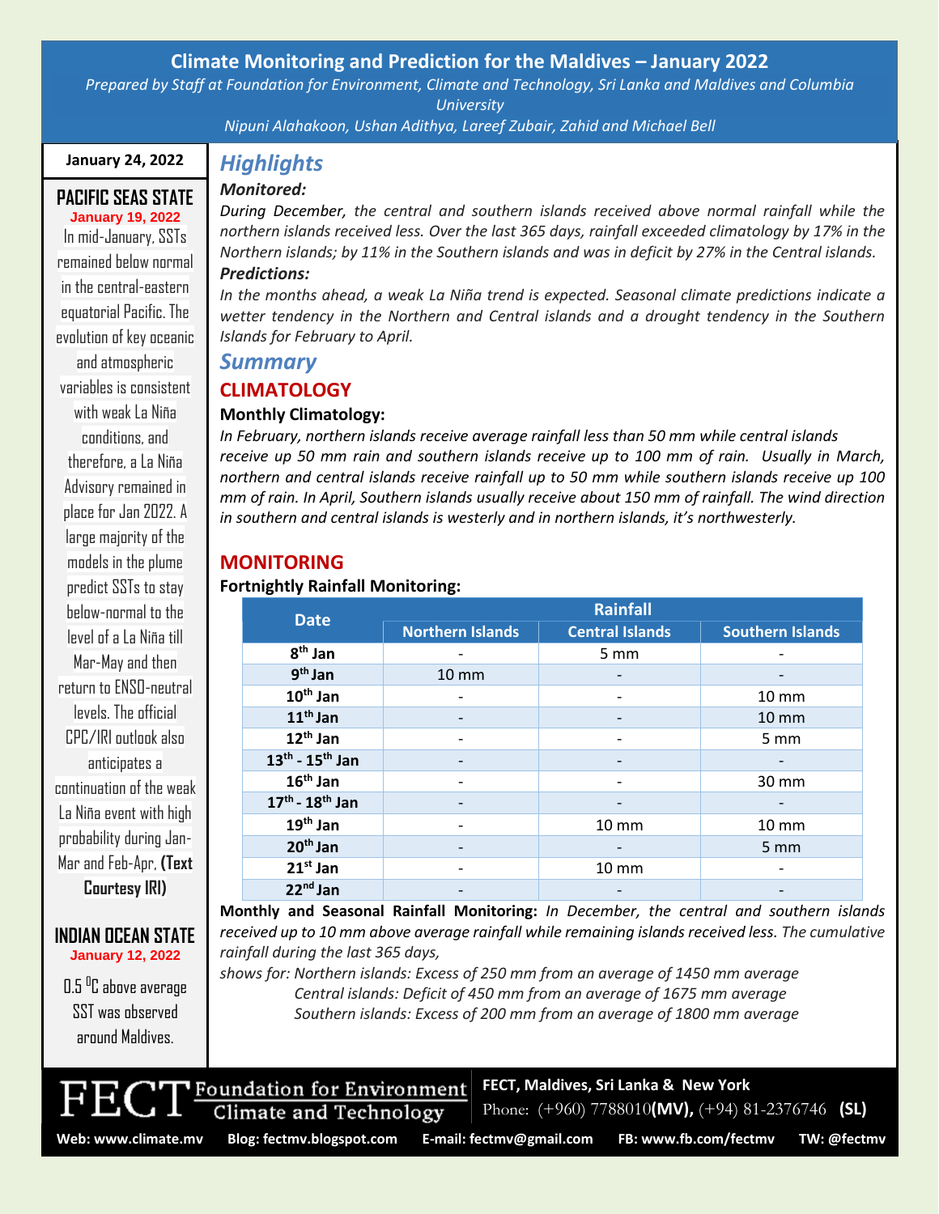# Climate Monitoring and Prediction for the Maldives – January 2022

*Prepared by Staff at Foundation for Environment, Climate and Technology, Sri Lanka and Maldives and Columbia University*

*Nipuni Alahakoon, Ushan Adithya, Lareef Zubair, Zahid and Michael Bell*

**January 24, 2022**

## Highlights

***Monitored:***

*During December, the central and southern islands received above normal rainfall while the northern islands received less. Over the last 365 days, rainfall exceeded climatology by 17% in the Northern islands; by 11% in the Southern islands and was in deficit by 27% in the Central islands.*

***Predictions:***

*In the months ahead, a weak La Niña trend is expected. Seasonal climate predictions indicate a wetter tendency in the Northern and Central islands and a drought tendency in the Southern Islands for February to April.*

## Summary

### CLIMATOLOGY

**Monthly Climatology:**

*In February, northern islands receive average rainfall less than 50 mm while central islands receive up 50 mm rain and southern islands receive up to 100 mm of rain. Usually in March, northern and central islands receive rainfall up to 50 mm while southern islands receive up 100 mm of rain. In April, Southern islands usually receive about 150 mm of rainfall. The wind direction in southern and central islands is westerly and in northern islands, it's northwesterly.*

### MONITORING

**Fortnightly Rainfall Monitoring:**

| Date | Rainfall | | |
|---|---|---|---|
| | Northern Islands | Central Islands | Southern Islands |
| 8th Jan | - | 5 mm | - |
| 9th Jan | 10 mm | - | - |
| 10th Jan | - | - | 10 mm |
| 11th Jan | - | - | 10 mm |
| 12th Jan | - | - | 5 mm |
| 13th - 15th Jan | - | - | - |
| 16th Jan | - | - | 30 mm |
| 17th - 18th Jan | - | - | - |
| 19th Jan | - | 10 mm | 10 mm |
| 20th Jan | - | - | 5 mm |
| 21st Jan | - | 10 mm | - |
| 22nd Jan | - | - | - |

**Monthly and Seasonal Rainfall Monitoring:** *In December, the central and southern islands received up to 10 mm above average rainfall while remaining islands received less. The cumulative rainfall during the last 365 days,*

*shows for: Northern islands: Excess of 250 mm from an average of 1450 mm average*
*Central islands: Deficit of 450 mm from an average of 1675 mm average*
*Southern islands: Excess of 200 mm from an average of 1800 mm average*

### PACIFIC SEAS STATE

**January 19, 2022**

In mid-January, SSTs remained below normal in the central-eastern equatorial Pacific. The evolution of key oceanic and atmospheric variables is consistent with weak La Niña conditions, and therefore, a La Niña Advisory remained in place for Jan 2022. A large majority of the models in the plume predict SSTs to stay below-normal to the level of a La Niña till Mar-May and then return to ENSO-neutral levels. The official CPC/IRI outlook also anticipates a continuation of the weak La Niña event with high probability during Jan-Mar and Feb-Apr, **(Text Courtesy IRI)**

### INDIAN OCEAN STATE

**January 12, 2022**

0.5 $^{0}$C above average SST was observed around Maldives.

---

FECT Foundation for Environment Climate and Technology

**FECT, Maldives, Sri Lanka & New York**
Phone: (+960) 7788010 **(MV)**, (+94) 81-2376746 **(SL)**

**Web: www.climate.mv Blog: fectmv.blogspot.com E-mail: fectmv@gmail.com FB: www.fb.com/fectmv TW: @fectmv**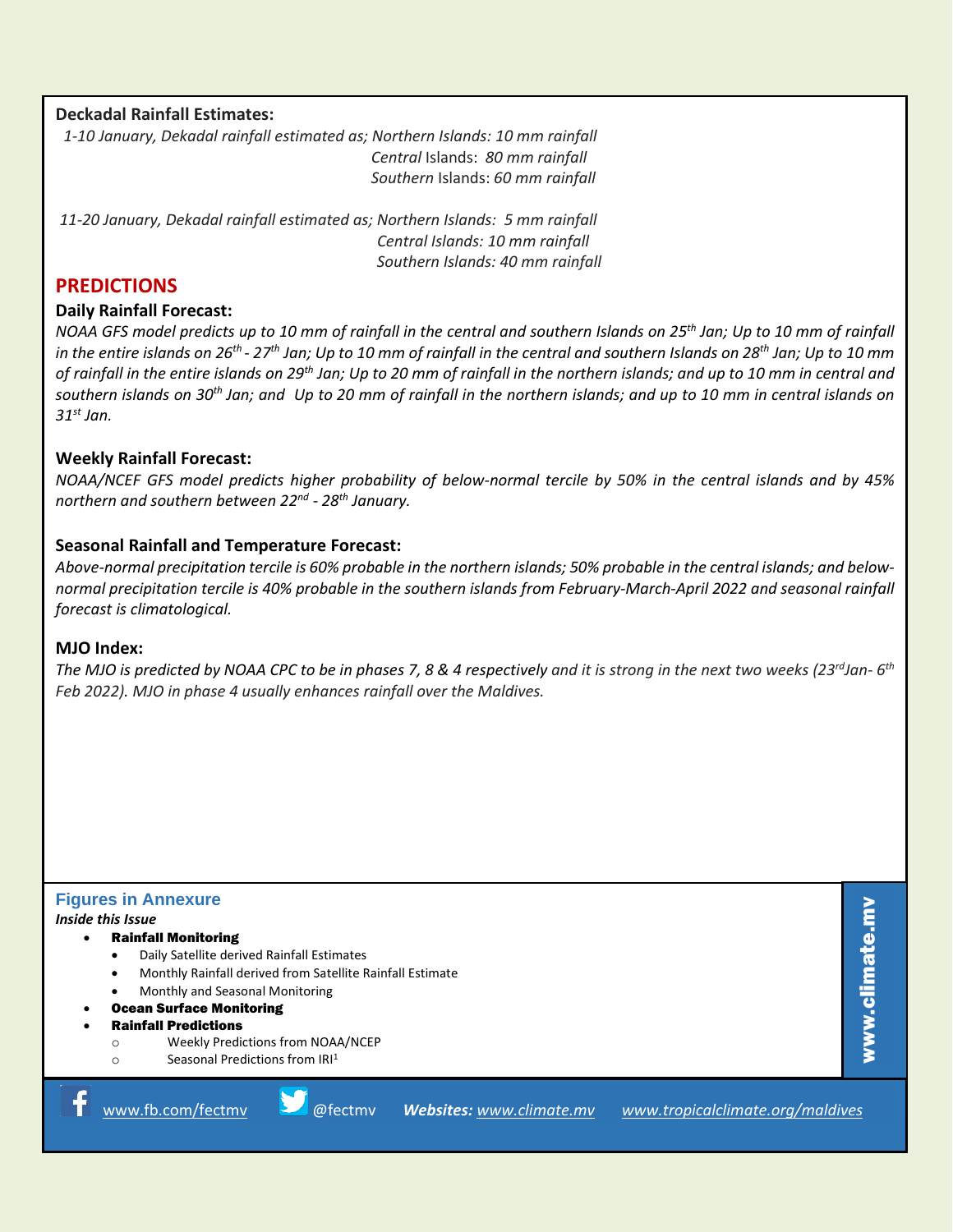**Deckadal Rainfall Estimates:**

*1-10 January, Dekadal rainfall estimated as; Northern Islands: 10 mm rainfall*
*Central* Islands: *80 mm rainfall*
*Southern* Islands: *60 mm rainfall*

*11-20 January, Dekadal rainfall estimated as; Northern Islands: 5 mm rainfall*
*Central Islands: 10 mm rainfall*
*Southern Islands: 40 mm rainfall*

## PREDICTIONS

**Daily Rainfall Forecast:**

*NOAA GFS model predicts up to 10 mm of rainfall in the central and southern Islands on 25th Jan; Up to 10 mm of rainfall in the entire islands on 26th - 27th Jan; Up to 10 mm of rainfall in the central and southern Islands on 28th Jan; Up to 10 mm of rainfall in the entire islands on 29th Jan; Up to 20 mm of rainfall in the northern islands; and up to 10 mm in central and southern islands on 30th Jan; and Up to 20 mm of rainfall in the northern islands; and up to 10 mm in central islands on 31st Jan.*

**Weekly Rainfall Forecast:**

*NOAA/NCEF GFS model predicts higher probability of below-normal tercile by 50% in the central islands and by 45% northern and southern between 22nd - 28th January.*

**Seasonal Rainfall and Temperature Forecast:**

*Above-normal precipitation tercile is 60% probable in the northern islands; 50% probable in the central islands; and below-normal precipitation tercile is 40% probable in the southern islands from February-March-April 2022 and seasonal rainfall forecast is climatological.*

**MJO Index:**

*The MJO is predicted by NOAA CPC to be in phases 7, 8 & 4 respectively and it is strong in the next two weeks (23rd Jan- 6th Feb 2022). MJO in phase 4 usually enhances rainfall over the Maldives.*

### Figures in Annexure

***Inside this Issue***

- **Rainfall Monitoring**
  - Daily Satellite derived Rainfall Estimates
  - Monthly Rainfall derived from Satellite Rainfall Estimate
  - Monthly and Seasonal Monitoring
- **Ocean Surface Monitoring**
- **Rainfall Predictions**
  - Weekly Predictions from NOAA/NCEP
  - Seasonal Predictions from IRI[1]

www.climate.mv

www.fb.com/fectmv @fectmv ***Websites:*** *www.climate.mv* *www.tropicalclimate.org/maldives*